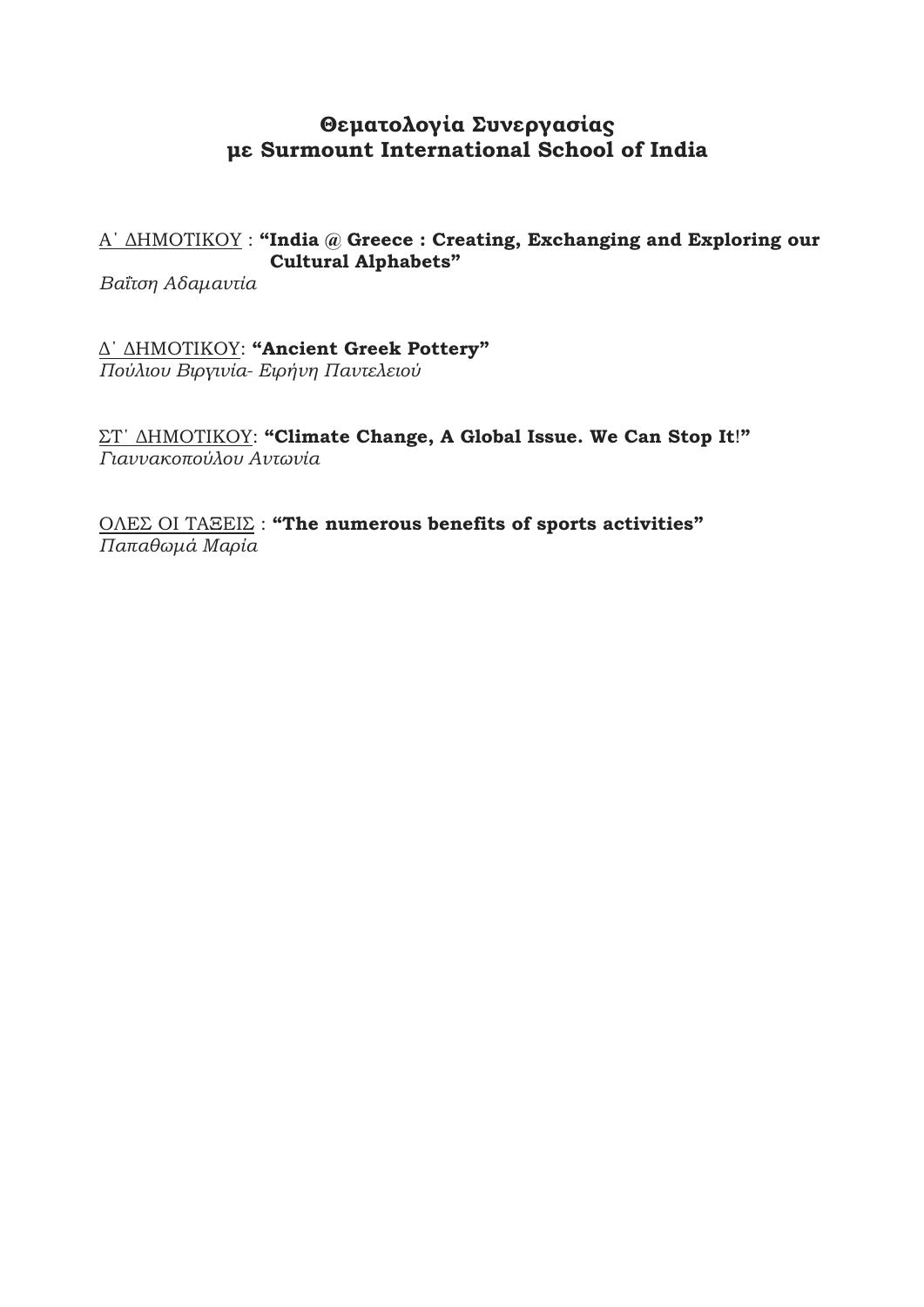# Θεματολογία Συνεργασίας
# με Surmount International School of India

<u>Α΄ ΔΗΜΟΤΙΚΟΥ</u> : **"India @ Greece : Creating, Exchanging and Exploring our Cultural Alphabets"**
*Βαΐτση Αδαμαντία*

<u>Δ΄ ΔΗΜΟΤΙΚΟΥ</u>: **"Ancient Greek Pottery"**
*Πούλιου Βιργινία- Ειρήνη Παντελειού*

<u>ΣΤ΄ ΔΗΜΟΤΙΚΟΥ</u>: **"Climate Change, A Global Issue. We Can Stop It!"**
*Γιαννακοπούλου Αντωνία*

<u>ΟΛΕΣ ΟΙ ΤΑΞΕΙΣ</u> : **"The numerous benefits of sports activities"**
*Παπαθωμά Μαρία*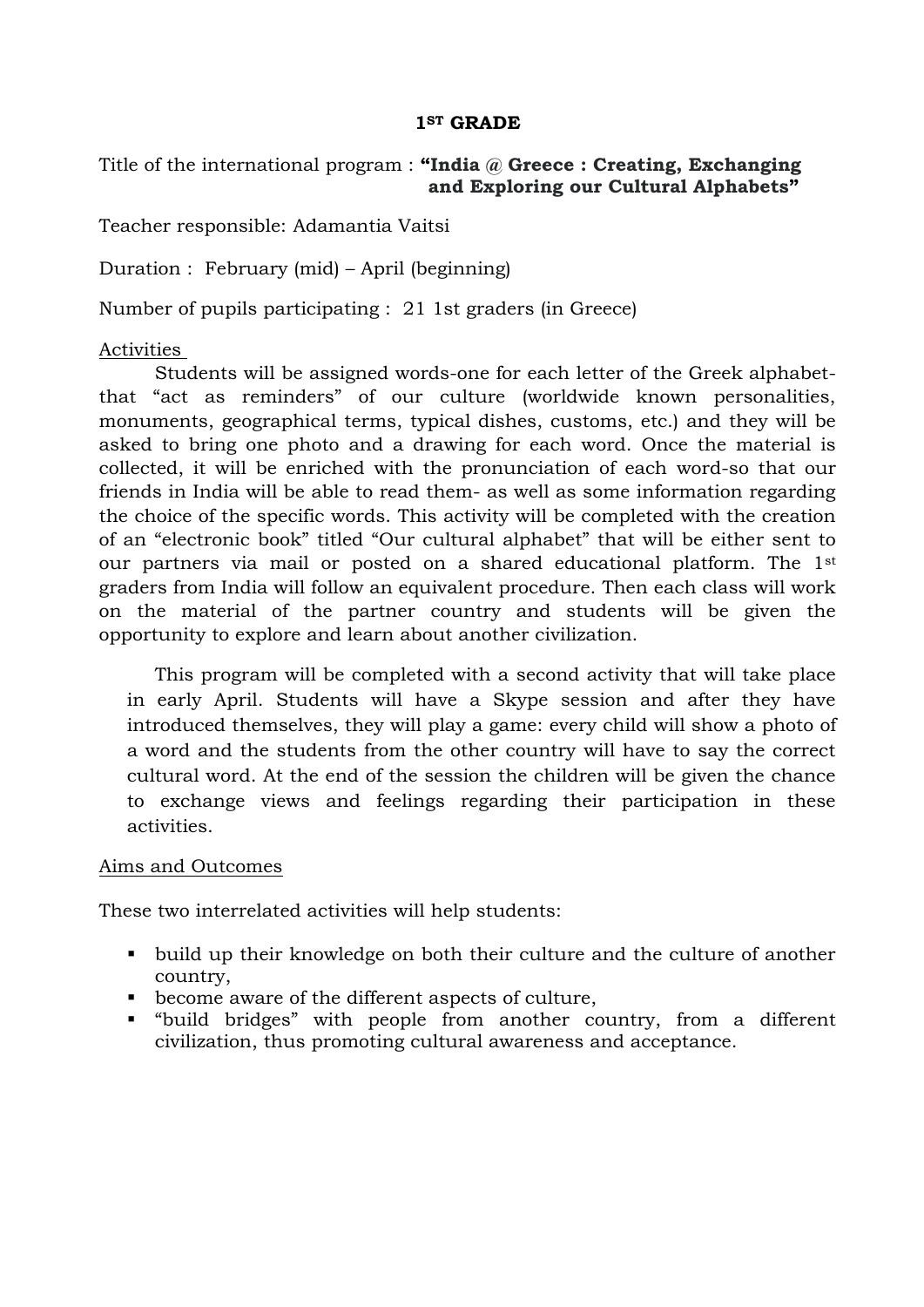**1ST GRADE**

Title of the international program : **"India @ Greece : Creating, Exchanging and Exploring our Cultural Alphabets"**

Teacher responsible: Adamantia Vaitsi

Duration : February (mid) – April (beginning)

Number of pupils participating : 21 1st graders (in Greece)

<u>Activities</u>

Students will be assigned words-one for each letter of the Greek alphabet-that "act as reminders" of our culture (worldwide known personalities, monuments, geographical terms, typical dishes, customs, etc.) and they will be asked to bring one photo and a drawing for each word. Once the material is collected, it will be enriched with the pronunciation of each word-so that our friends in India will be able to read them- as well as some information regarding the choice of the specific words. This activity will be completed with the creation of an "electronic book" titled "Our cultural alphabet" that will be either sent to our partners via mail or posted on a shared educational platform. The 1st graders from India will follow an equivalent procedure. Then each class will work on the material of the partner country and students will be given the opportunity to explore and learn about another civilization.

This program will be completed with a second activity that will take place in early April. Students will have a Skype session and after they have introduced themselves, they will play a game: every child will show a photo of a word and the students from the other country will have to say the correct cultural word. At the end of the session the children will be given the chance to exchange views and feelings regarding their participation in these activities.

<u>Aims and Outcomes</u>

These two interrelated activities will help students:

- build up their knowledge on both their culture and the culture of another country,
- become aware of the different aspects of culture,
- "build bridges" with people from another country, from a different civilization, thus promoting cultural awareness and acceptance.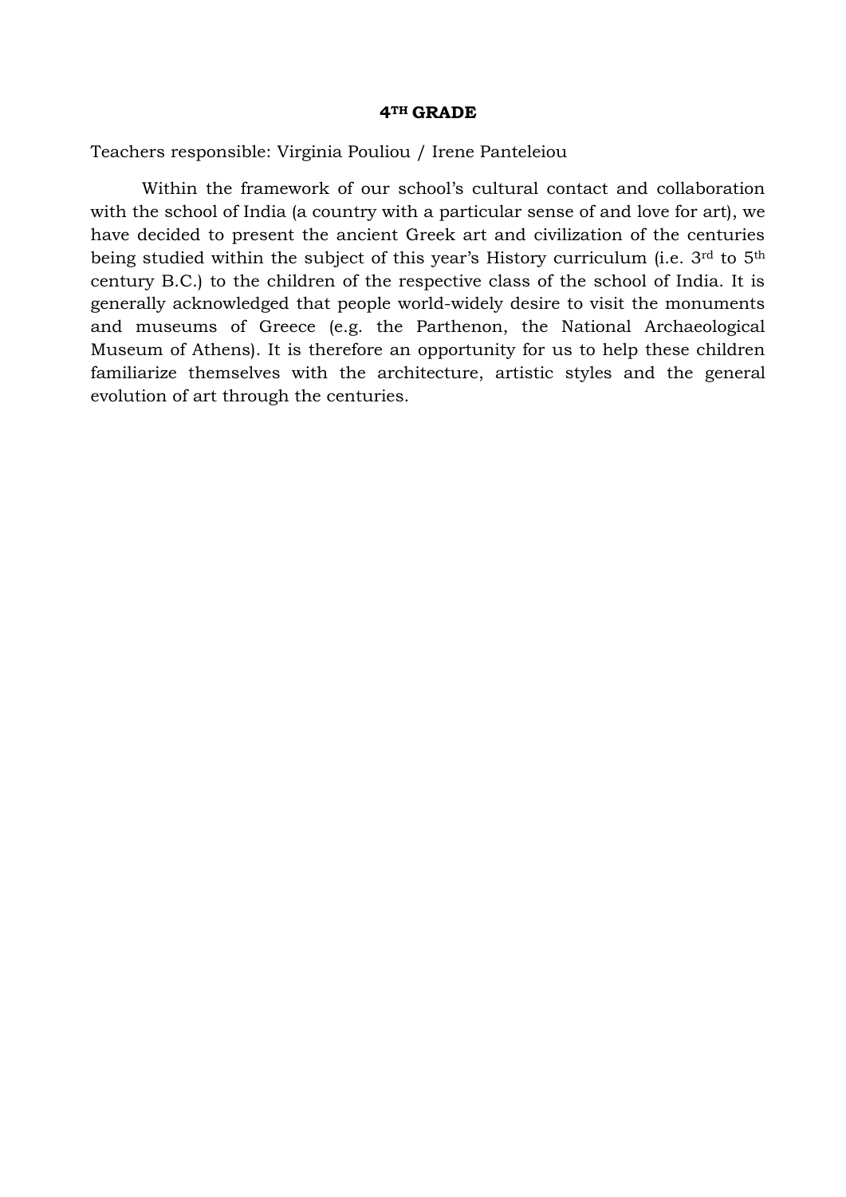**4TH GRADE**

Teachers responsible: Virginia Pouliou / Irene Panteleiou

Within the framework of our school's cultural contact and collaboration with the school of India (a country with a particular sense of and love for art), we have decided to present the ancient Greek art and civilization of the centuries being studied within the subject of this year's History curriculum (i.e. 3rd to 5th century B.C.) to the children of the respective class of the school of India. It is generally acknowledged that people world-widely desire to visit the monuments and museums of Greece (e.g. the Parthenon, the National Archaeological Museum of Athens). It is therefore an opportunity for us to help these children familiarize themselves with the architecture, artistic styles and the general evolution of art through the centuries.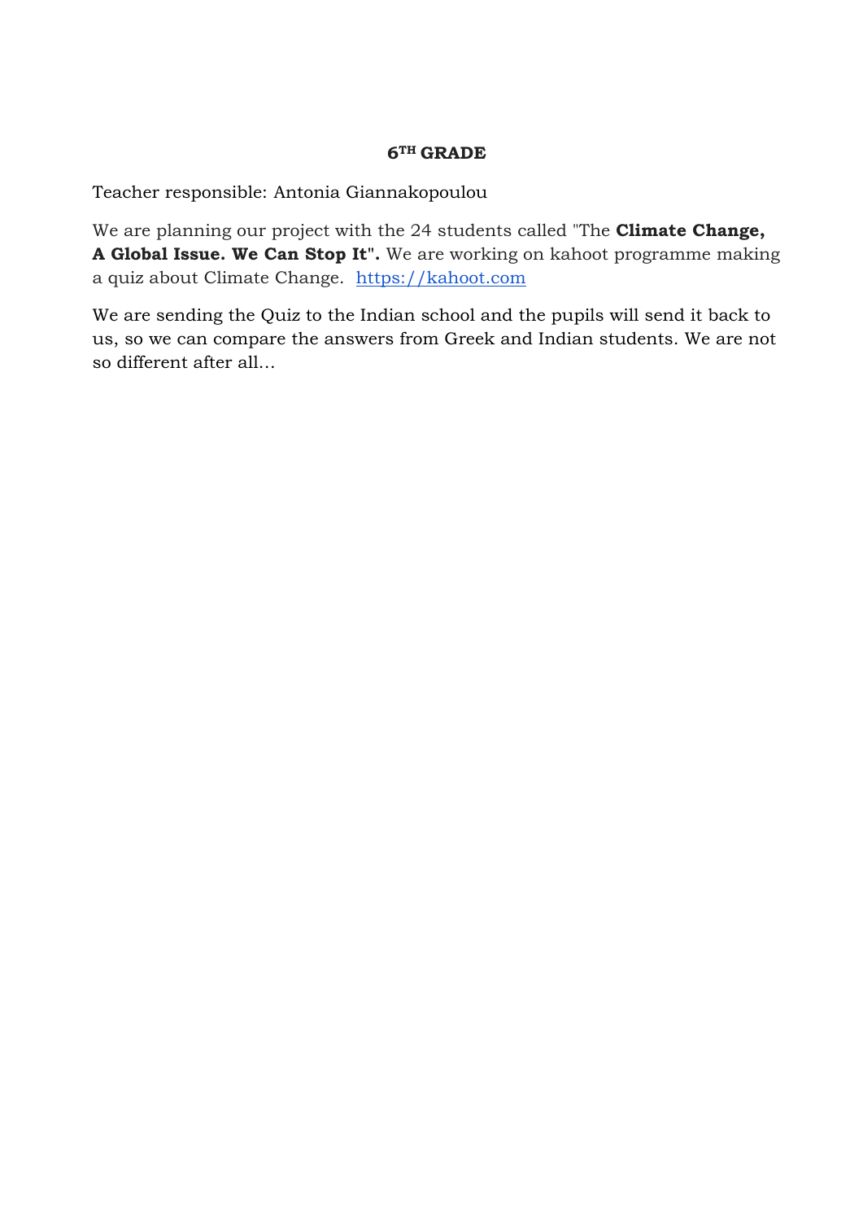**6$^{TH}$ GRADE**

Teacher responsible: Antonia Giannakopoulou

We are planning our project with the 24 students called "The **Climate Change, A Global Issue. We Can Stop It".** We are working on kahoot programme making a quiz about Climate Change. [https://kahoot.com](https://kahoot.com)

We are sending the Quiz to the Indian school and the pupils will send it back to us, so we can compare the answers from Greek and Indian students. We are not so different after all…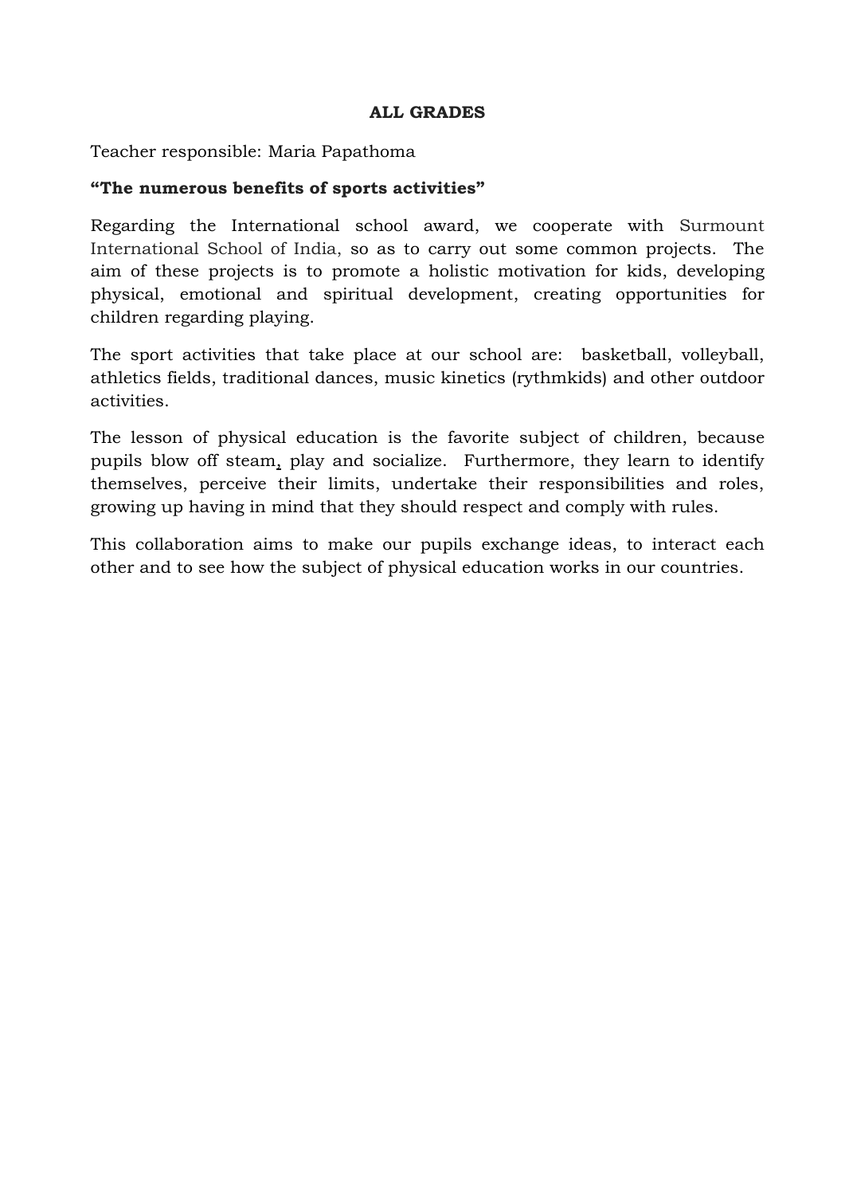**ALL GRADES**

Teacher responsible: Maria Papathoma

**"The numerous benefits of sports activities"**

Regarding the International school award, we cooperate with Surmount International School of India, so as to carry out some common projects. The aim of these projects is to promote a holistic motivation for kids, developing physical, emotional and spiritual development, creating opportunities for children regarding playing.

The sport activities that take place at our school are: basketball, volleyball, athletics fields, traditional dances, music kinetics (rythmkids) and other outdoor activities.

The lesson of physical education is the favorite subject of children, because pupils blow off steam, play and socialize. Furthermore, they learn to identify themselves, perceive their limits, undertake their responsibilities and roles, growing up having in mind that they should respect and comply with rules.

This collaboration aims to make our pupils exchange ideas, to interact each other and to see how the subject of physical education works in our countries.